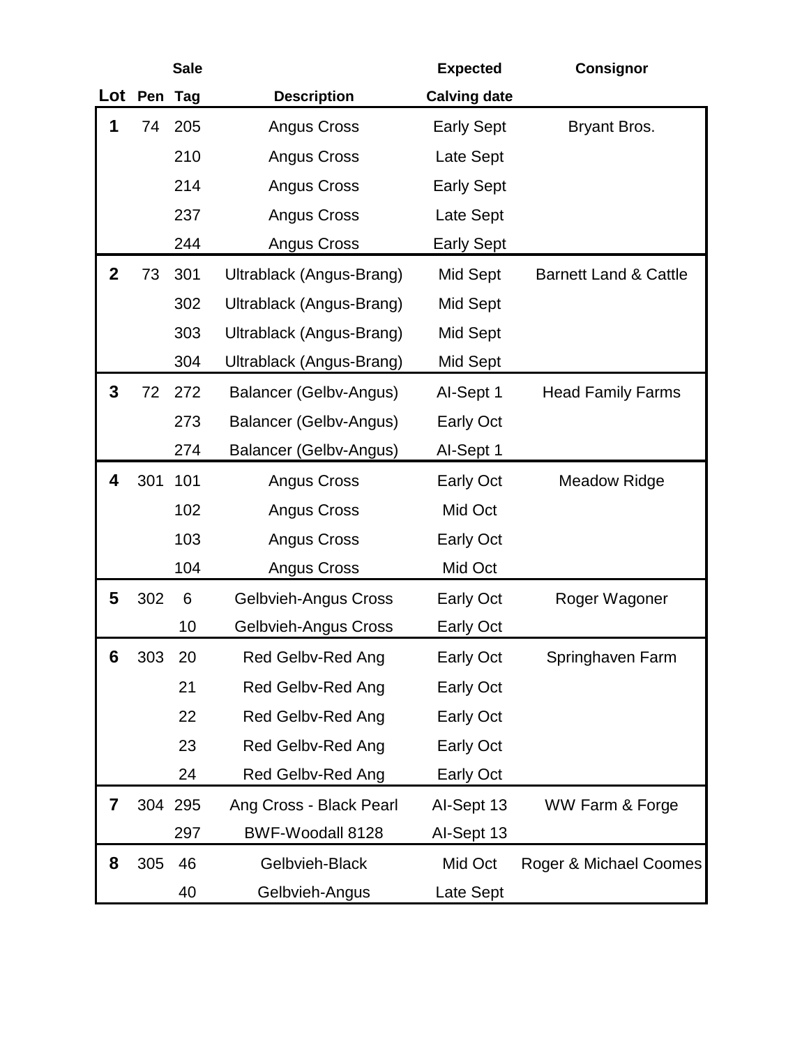| Lot | Sale Pen | Tag | Description | Expected Calving date | Consignor |
|---|---|---|---|---|---|
| **1** | 74 | 205 | Angus Cross | Early Sept | Bryant Bros. |
| | | 210 | Angus Cross | Late Sept | |
| | | 214 | Angus Cross | Early Sept | |
| | | 237 | Angus Cross | Late Sept | |
| | | 244 | Angus Cross | Early Sept | |
| **2** | 73 | 301 | Ultrablack (Angus-Brang) | Mid Sept | Barnett Land & Cattle |
| | | 302 | Ultrablack (Angus-Brang) | Mid Sept | |
| | | 303 | Ultrablack (Angus-Brang) | Mid Sept | |
| | | 304 | Ultrablack (Angus-Brang) | Mid Sept | |
| **3** | 72 | 272 | Balancer (Gelbv-Angus) | AI-Sept 1 | Head Family Farms |
| | | 273 | Balancer (Gelbv-Angus) | Early Oct | |
| | | 274 | Balancer (Gelbv-Angus) | AI-Sept 1 | |
| **4** | 301 | 101 | Angus Cross | Early Oct | Meadow Ridge |
| | | 102 | Angus Cross | Mid Oct | |
| | | 103 | Angus Cross | Early Oct | |
| | | 104 | Angus Cross | Mid Oct | |
| **5** | 302 | 6 | Gelbvieh-Angus Cross | Early Oct | Roger Wagoner |
| | | 10 | Gelbvieh-Angus Cross | Early Oct | |
| **6** | 303 | 20 | Red Gelbv-Red Ang | Early Oct | Springhaven Farm |
| | | 21 | Red Gelbv-Red Ang | Early Oct | |
| | | 22 | Red Gelbv-Red Ang | Early Oct | |
| | | 23 | Red Gelbv-Red Ang | Early Oct | |
| | | 24 | Red Gelbv-Red Ang | Early Oct | |
| **7** | 304 | 295 | Ang Cross - Black Pearl | AI-Sept 13 | WW Farm & Forge |
| | | 297 | BWF-Woodall 8128 | AI-Sept 13 | |
| **8** | 305 | 46 | Gelbvieh-Black | Mid Oct | Roger & Michael Coomes |
| | | 40 | Gelbvieh-Angus | Late Sept | |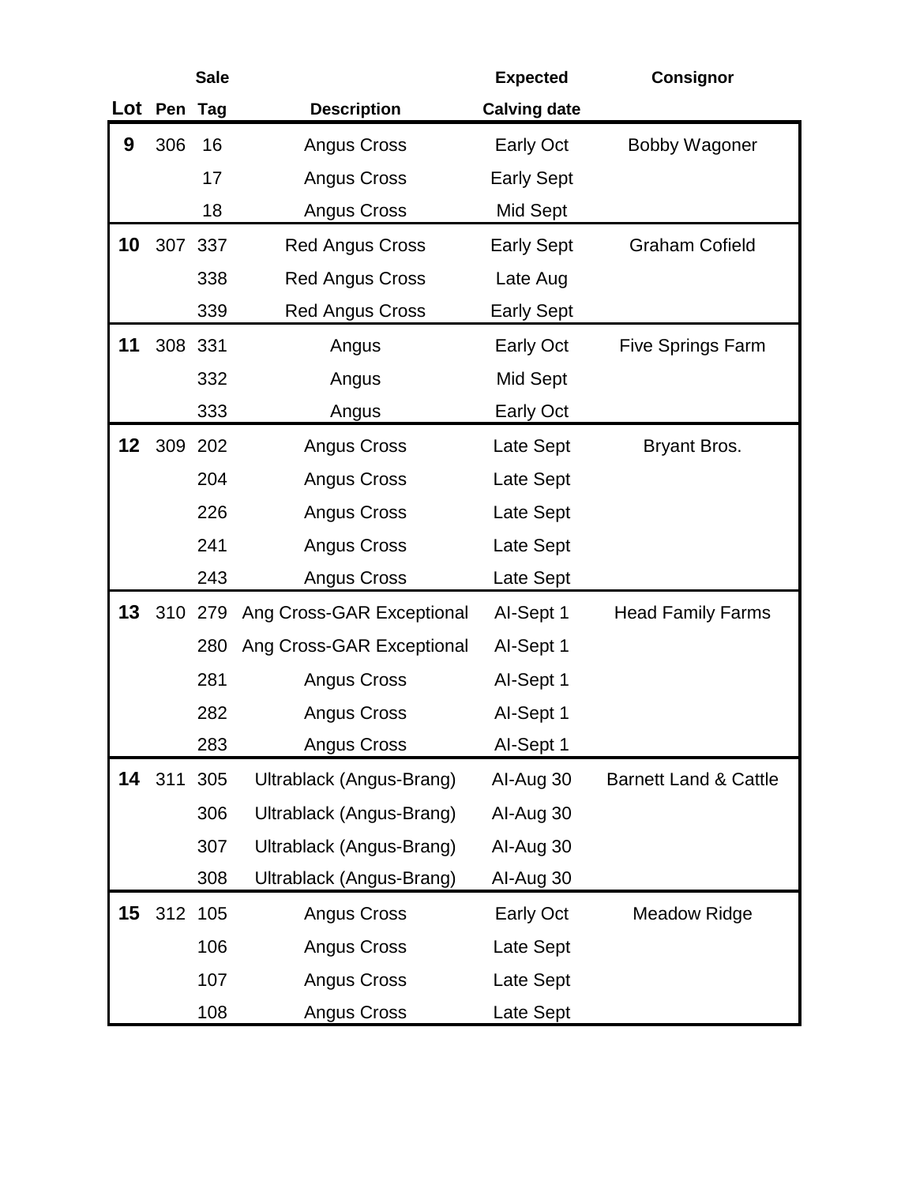| Lot | Pen | Sale Tag | Description | Expected Calving date | Consignor |
|---|---|---|---|---|---|
| **9** | 306 | 16 | Angus Cross | Early Oct | Bobby Wagoner |
| | | 17 | Angus Cross | Early Sept | |
| | | 18 | Angus Cross | Mid Sept | |
| **10** | 307 | 337 | Red Angus Cross | Early Sept | Graham Cofield |
| | | 338 | Red Angus Cross | Late Aug | |
| | | 339 | Red Angus Cross | Early Sept | |
| **11** | 308 | 331 | Angus | Early Oct | Five Springs Farm |
| | | 332 | Angus | Mid Sept | |
| | | 333 | Angus | Early Oct | |
| **12** | 309 | 202 | Angus Cross | Late Sept | Bryant Bros. |
| | | 204 | Angus Cross | Late Sept | |
| | | 226 | Angus Cross | Late Sept | |
| | | 241 | Angus Cross | Late Sept | |
| | | 243 | Angus Cross | Late Sept | |
| **13** | 310 | 279 | Ang Cross-GAR Exceptional | AI-Sept 1 | Head Family Farms |
| | | 280 | Ang Cross-GAR Exceptional | AI-Sept 1 | |
| | | 281 | Angus Cross | AI-Sept 1 | |
| | | 282 | Angus Cross | AI-Sept 1 | |
| | | 283 | Angus Cross | AI-Sept 1 | |
| **14** | 311 | 305 | Ultrablack (Angus-Brang) | AI-Aug 30 | Barnett Land & Cattle |
| | | 306 | Ultrablack (Angus-Brang) | AI-Aug 30 | |
| | | 307 | Ultrablack (Angus-Brang) | AI-Aug 30 | |
| | | 308 | Ultrablack (Angus-Brang) | AI-Aug 30 | |
| **15** | 312 | 105 | Angus Cross | Early Oct | Meadow Ridge |
| | | 106 | Angus Cross | Late Sept | |
| | | 107 | Angus Cross | Late Sept | |
| | | 108 | Angus Cross | Late Sept | |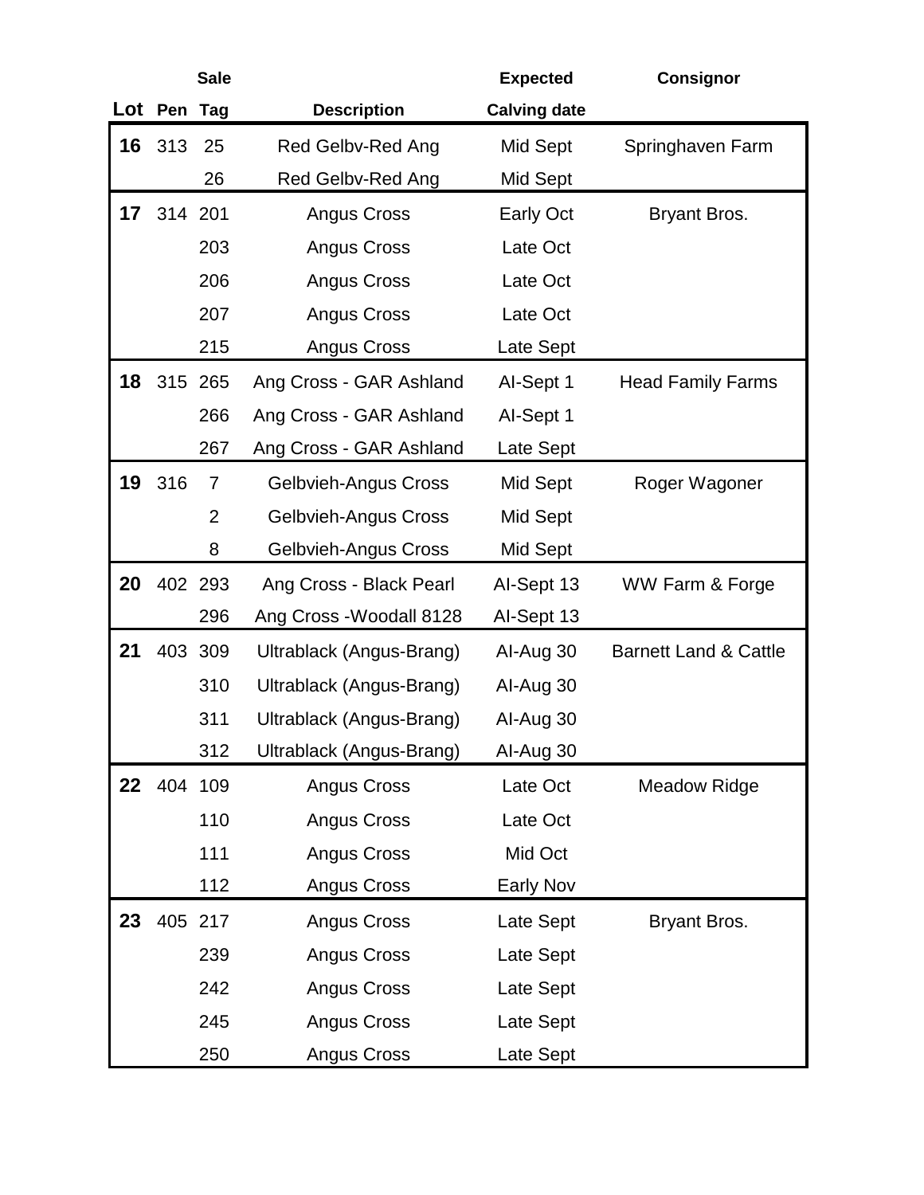| Lot | Sale Pen | Tag | Description | Expected Calving date | Consignor |
|---|---|---|---|---|---|
| **16** | 313 | 25 | Red Gelbv-Red Ang | Mid Sept | Springhaven Farm |
| | | 26 | Red Gelbv-Red Ang | Mid Sept | |
| **17** | 314 | 201 | Angus Cross | Early Oct | Bryant Bros. |
| | | 203 | Angus Cross | Late Oct | |
| | | 206 | Angus Cross | Late Oct | |
| | | 207 | Angus Cross | Late Oct | |
| | | 215 | Angus Cross | Late Sept | |
| **18** | 315 | 265 | Ang Cross - GAR Ashland | AI-Sept 1 | Head Family Farms |
| | | 266 | Ang Cross - GAR Ashland | AI-Sept 1 | |
| | | 267 | Ang Cross - GAR Ashland | Late Sept | |
| **19** | 316 | 7 | Gelbvieh-Angus Cross | Mid Sept | Roger Wagoner |
| | | 2 | Gelbvieh-Angus Cross | Mid Sept | |
| | | 8 | Gelbvieh-Angus Cross | Mid Sept | |
| **20** | 402 | 293 | Ang Cross - Black Pearl | AI-Sept 13 | WW Farm & Forge |
| | | 296 | Ang Cross -Woodall 8128 | AI-Sept 13 | |
| **21** | 403 | 309 | Ultrablack (Angus-Brang) | AI-Aug 30 | Barnett Land & Cattle |
| | | 310 | Ultrablack (Angus-Brang) | AI-Aug 30 | |
| | | 311 | Ultrablack (Angus-Brang) | AI-Aug 30 | |
| | | 312 | Ultrablack (Angus-Brang) | AI-Aug 30 | |
| **22** | 404 | 109 | Angus Cross | Late Oct | Meadow Ridge |
| | | 110 | Angus Cross | Late Oct | |
| | | 111 | Angus Cross | Mid Oct | |
| | | 112 | Angus Cross | Early Nov | |
| **23** | 405 | 217 | Angus Cross | Late Sept | Bryant Bros. |
| | | 239 | Angus Cross | Late Sept | |
| | | 242 | Angus Cross | Late Sept | |
| | | 245 | Angus Cross | Late Sept | |
| | | 250 | Angus Cross | Late Sept | |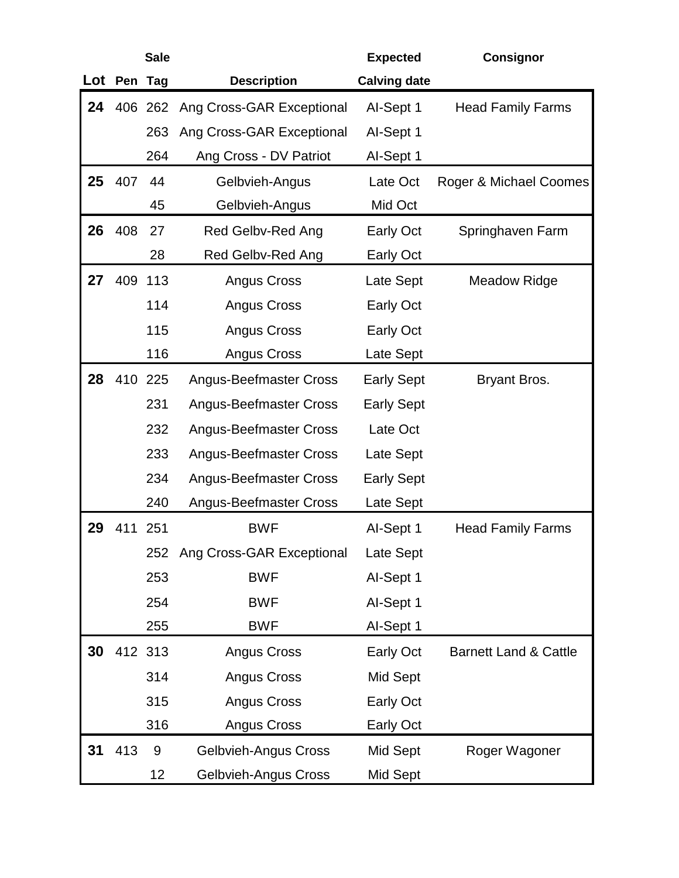| Lot | Sale Pen | Tag | Description | Expected Calving date | Consignor |
|---|---|---|---|---|---|
| **24** | 406 | 262 | Ang Cross-GAR Exceptional | AI-Sept 1 | Head Family Farms |
| | | 263 | Ang Cross-GAR Exceptional | AI-Sept 1 | |
| | | 264 | Ang Cross - DV Patriot | AI-Sept 1 | |
| **25** | 407 | 44 | Gelbvieh-Angus | Late Oct | Roger & Michael Coomes |
| | | 45 | Gelbvieh-Angus | Mid Oct | |
| **26** | 408 | 27 | Red Gelbv-Red Ang | Early Oct | Springhaven Farm |
| | | 28 | Red Gelbv-Red Ang | Early Oct | |
| **27** | 409 | 113 | Angus Cross | Late Sept | Meadow Ridge |
| | | 114 | Angus Cross | Early Oct | |
| | | 115 | Angus Cross | Early Oct | |
| | | 116 | Angus Cross | Late Sept | |
| **28** | 410 | 225 | Angus-Beefmaster Cross | Early Sept | Bryant Bros. |
| | | 231 | Angus-Beefmaster Cross | Early Sept | |
| | | 232 | Angus-Beefmaster Cross | Late Oct | |
| | | 233 | Angus-Beefmaster Cross | Late Sept | |
| | | 234 | Angus-Beefmaster Cross | Early Sept | |
| | | 240 | Angus-Beefmaster Cross | Late Sept | |
| **29** | 411 | 251 | BWF | AI-Sept 1 | Head Family Farms |
| | | 252 | Ang Cross-GAR Exceptional | Late Sept | |
| | | 253 | BWF | AI-Sept 1 | |
| | | 254 | BWF | AI-Sept 1 | |
| | | 255 | BWF | AI-Sept 1 | |
| **30** | 412 | 313 | Angus Cross | Early Oct | Barnett Land & Cattle |
| | | 314 | Angus Cross | Mid Sept | |
| | | 315 | Angus Cross | Early Oct | |
| | | 316 | Angus Cross | Early Oct | |
| **31** | 413 | 9 | Gelbvieh-Angus Cross | Mid Sept | Roger Wagoner |
| | | 12 | Gelbvieh-Angus Cross | Mid Sept | |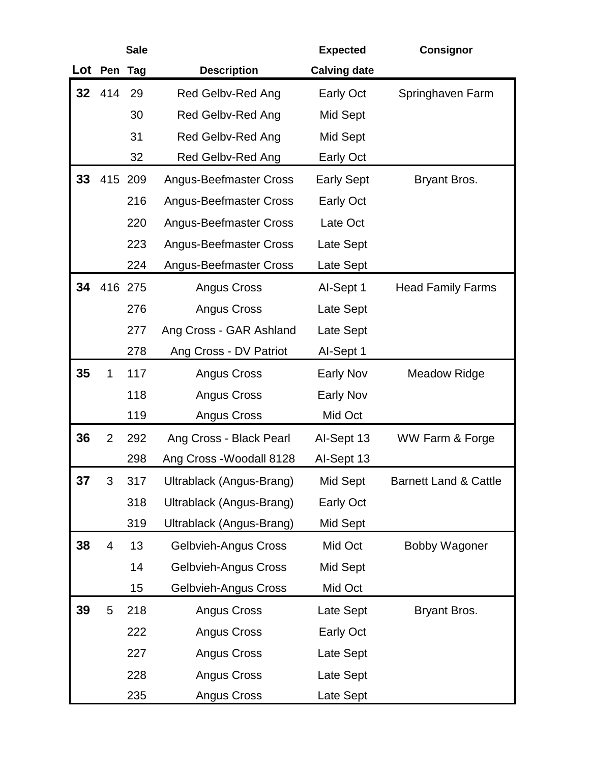| Lot | Sale Pen | Tag | Description | Expected Calving date | Consignor |
|---|---|---|---|---|---|
| **32** | 414 | 29 | Red Gelbv-Red Ang | Early Oct | Springhaven Farm |
| | | 30 | Red Gelbv-Red Ang | Mid Sept | |
| | | 31 | Red Gelbv-Red Ang | Mid Sept | |
| | | 32 | Red Gelbv-Red Ang | Early Oct | |
| **33** | 415 | 209 | Angus-Beefmaster Cross | Early Sept | Bryant Bros. |
| | | 216 | Angus-Beefmaster Cross | Early Oct | |
| | | 220 | Angus-Beefmaster Cross | Late Oct | |
| | | 223 | Angus-Beefmaster Cross | Late Sept | |
| | | 224 | Angus-Beefmaster Cross | Late Sept | |
| **34** | 416 | 275 | Angus Cross | AI-Sept 1 | Head Family Farms |
| | | 276 | Angus Cross | Late Sept | |
| | | 277 | Ang Cross - GAR Ashland | Late Sept | |
| | | 278 | Ang Cross - DV Patriot | AI-Sept 1 | |
| **35** | 1 | 117 | Angus Cross | Early Nov | Meadow Ridge |
| | | 118 | Angus Cross | Early Nov | |
| | | 119 | Angus Cross | Mid Oct | |
| **36** | 2 | 292 | Ang Cross - Black Pearl | AI-Sept 13 | WW Farm & Forge |
| | | 298 | Ang Cross -Woodall 8128 | AI-Sept 13 | |
| **37** | 3 | 317 | Ultrablack (Angus-Brang) | Mid Sept | Barnett Land & Cattle |
| | | 318 | Ultrablack (Angus-Brang) | Early Oct | |
| | | 319 | Ultrablack (Angus-Brang) | Mid Sept | |
| **38** | 4 | 13 | Gelbvieh-Angus Cross | Mid Oct | Bobby Wagoner |
| | | 14 | Gelbvieh-Angus Cross | Mid Sept | |
| | | 15 | Gelbvieh-Angus Cross | Mid Oct | |
| **39** | 5 | 218 | Angus Cross | Late Sept | Bryant Bros. |
| | | 222 | Angus Cross | Early Oct | |
| | | 227 | Angus Cross | Late Sept | |
| | | 228 | Angus Cross | Late Sept | |
| | | 235 | Angus Cross | Late Sept | |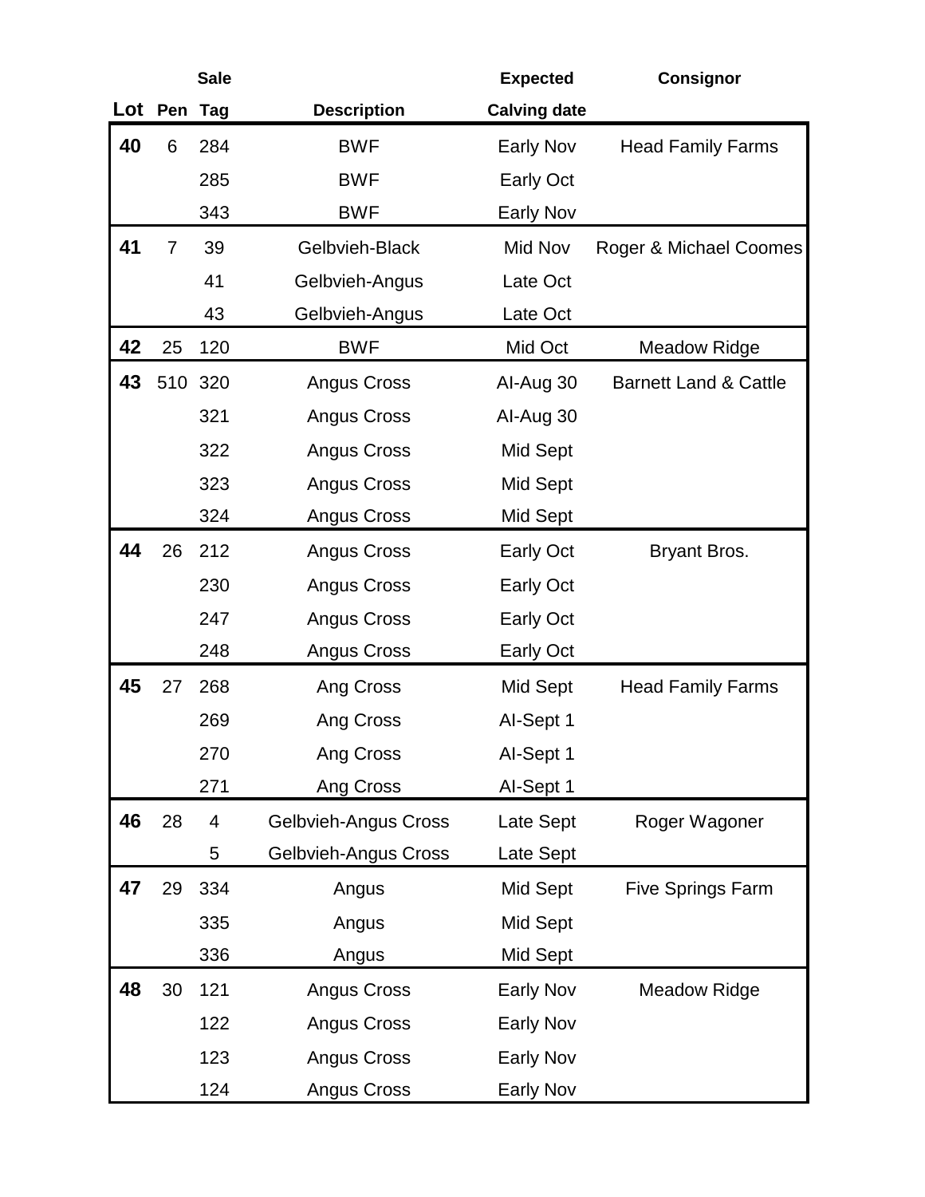| Lot | Pen | Sale Tag | Description | Expected Calving date | Consignor |
|---|---|---|---|---|---|
| **40** | 6 | 284 | BWF | Early Nov | Head Family Farms |
| | | 285 | BWF | Early Oct | |
| | | 343 | BWF | Early Nov | |
| **41** | 7 | 39 | Gelbvieh-Black | Mid Nov | Roger & Michael Coomes |
| | | 41 | Gelbvieh-Angus | Late Oct | |
| | | 43 | Gelbvieh-Angus | Late Oct | |
| **42** | 25 | 120 | BWF | Mid Oct | Meadow Ridge |
| **43** | 510 | 320 | Angus Cross | AI-Aug 30 | Barnett Land & Cattle |
| | | 321 | Angus Cross | AI-Aug 30 | |
| | | 322 | Angus Cross | Mid Sept | |
| | | 323 | Angus Cross | Mid Sept | |
| | | 324 | Angus Cross | Mid Sept | |
| **44** | 26 | 212 | Angus Cross | Early Oct | Bryant Bros. |
| | | 230 | Angus Cross | Early Oct | |
| | | 247 | Angus Cross | Early Oct | |
| | | 248 | Angus Cross | Early Oct | |
| **45** | 27 | 268 | Ang Cross | Mid Sept | Head Family Farms |
| | | 269 | Ang Cross | AI-Sept 1 | |
| | | 270 | Ang Cross | AI-Sept 1 | |
| | | 271 | Ang Cross | AI-Sept 1 | |
| **46** | 28 | 4 | Gelbvieh-Angus Cross | Late Sept | Roger Wagoner |
| | | 5 | Gelbvieh-Angus Cross | Late Sept | |
| **47** | 29 | 334 | Angus | Mid Sept | Five Springs Farm |
| | | 335 | Angus | Mid Sept | |
| | | 336 | Angus | Mid Sept | |
| **48** | 30 | 121 | Angus Cross | Early Nov | Meadow Ridge |
| | | 122 | Angus Cross | Early Nov | |
| | | 123 | Angus Cross | Early Nov | |
| | | 124 | Angus Cross | Early Nov | |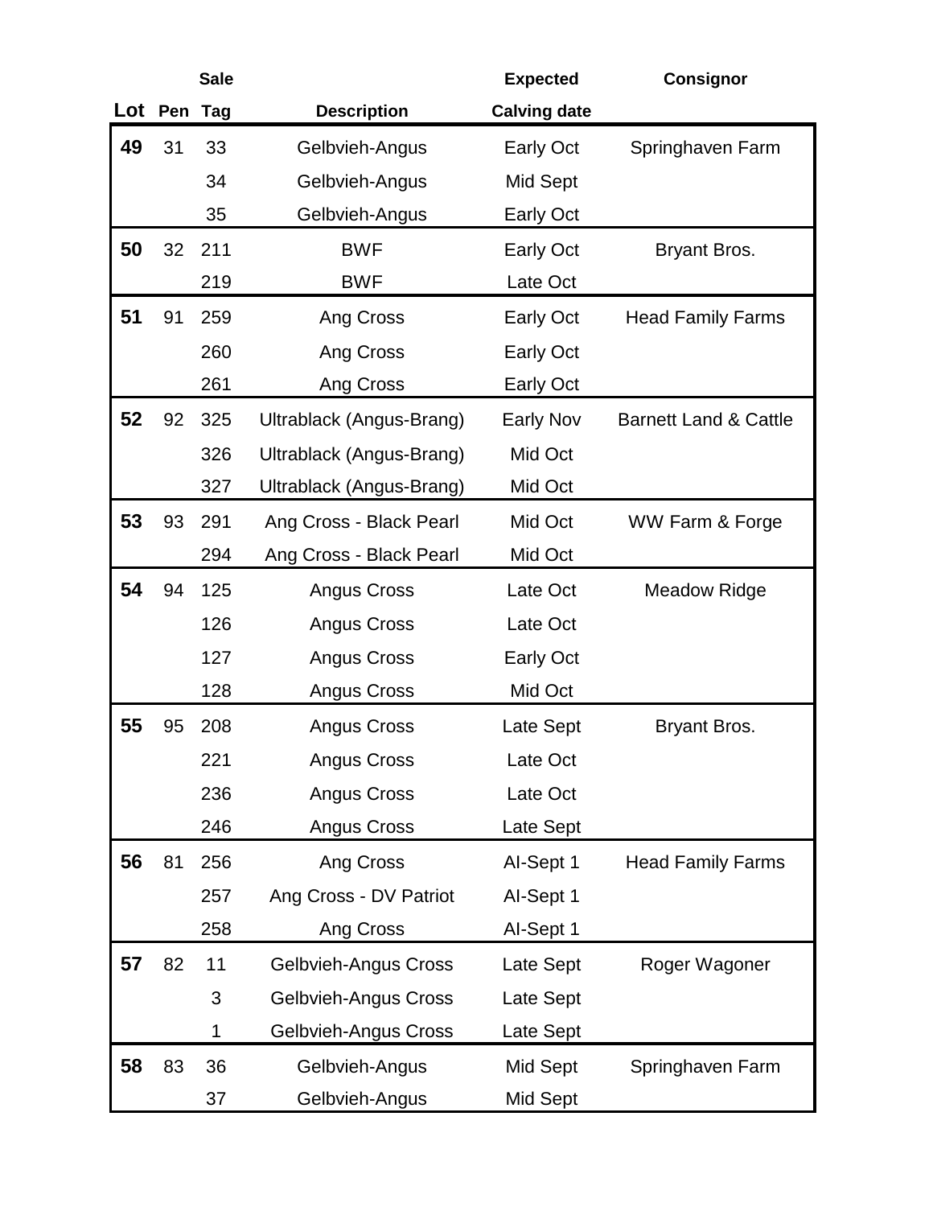| Lot | Sale Pen | Tag | Description | Expected Calving date | Consignor |
|---|---|---|---|---|---|
| **49** | 31 | 33 | Gelbvieh-Angus | Early Oct | Springhaven Farm |
| | | 34 | Gelbvieh-Angus | Mid Sept | |
| | | 35 | Gelbvieh-Angus | Early Oct | |
| **50** | 32 | 211 | BWF | Early Oct | Bryant Bros. |
| | | 219 | BWF | Late Oct | |
| **51** | 91 | 259 | Ang Cross | Early Oct | Head Family Farms |
| | | 260 | Ang Cross | Early Oct | |
| | | 261 | Ang Cross | Early Oct | |
| **52** | 92 | 325 | Ultrablack (Angus-Brang) | Early Nov | Barnett Land & Cattle |
| | | 326 | Ultrablack (Angus-Brang) | Mid Oct | |
| | | 327 | Ultrablack (Angus-Brang) | Mid Oct | |
| **53** | 93 | 291 | Ang Cross - Black Pearl | Mid Oct | WW Farm & Forge |
| | | 294 | Ang Cross - Black Pearl | Mid Oct | |
| **54** | 94 | 125 | Angus Cross | Late Oct | Meadow Ridge |
| | | 126 | Angus Cross | Late Oct | |
| | | 127 | Angus Cross | Early Oct | |
| | | 128 | Angus Cross | Mid Oct | |
| **55** | 95 | 208 | Angus Cross | Late Sept | Bryant Bros. |
| | | 221 | Angus Cross | Late Oct | |
| | | 236 | Angus Cross | Late Oct | |
| | | 246 | Angus Cross | Late Sept | |
| **56** | 81 | 256 | Ang Cross | AI-Sept 1 | Head Family Farms |
| | | 257 | Ang Cross - DV Patriot | AI-Sept 1 | |
| | | 258 | Ang Cross | AI-Sept 1 | |
| **57** | 82 | 11 | Gelbvieh-Angus Cross | Late Sept | Roger Wagoner |
| | | 3 | Gelbvieh-Angus Cross | Late Sept | |
| | | 1 | Gelbvieh-Angus Cross | Late Sept | |
| **58** | 83 | 36 | Gelbvieh-Angus | Mid Sept | Springhaven Farm |
| | | 37 | Gelbvieh-Angus | Mid Sept | |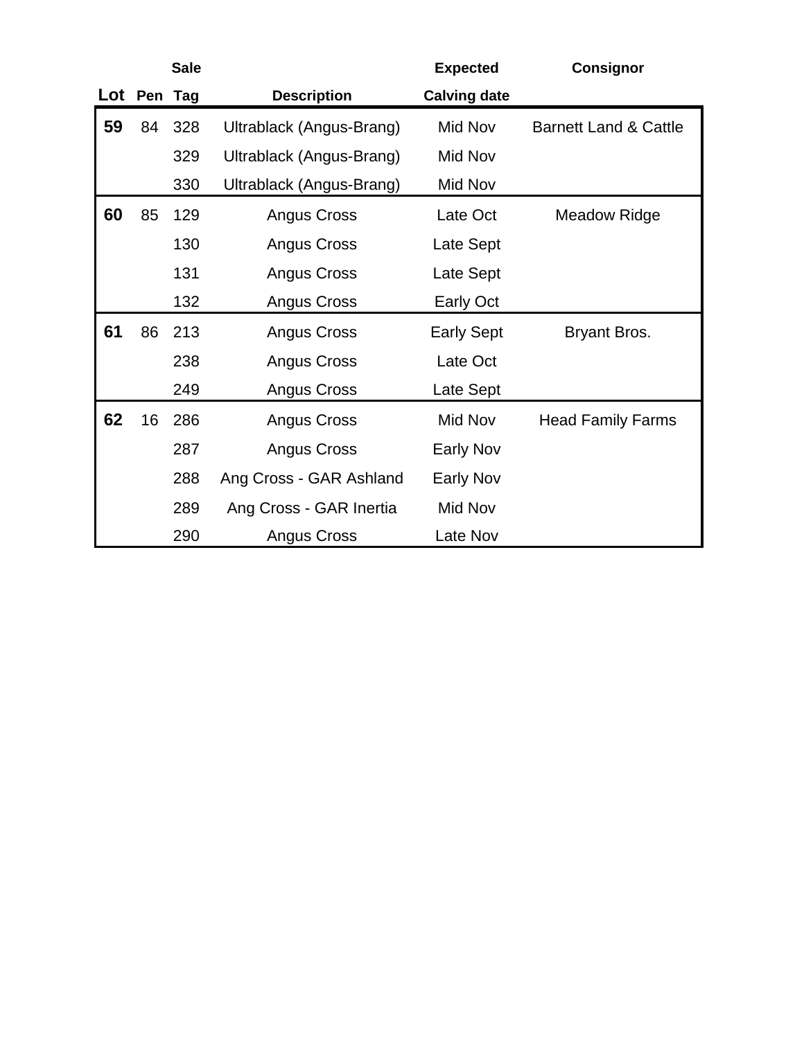| Lot | Pen | Sale Tag | Description | Expected Calving date | Consignor |
|---|---|---|---|---|---|
| **59** | 84 | 328 | Ultrablack (Angus-Brang) | Mid Nov | Barnett Land & Cattle |
| | | 329 | Ultrablack (Angus-Brang) | Mid Nov | |
| | | 330 | Ultrablack (Angus-Brang) | Mid Nov | |
| **60** | 85 | 129 | Angus Cross | Late Oct | Meadow Ridge |
| | | 130 | Angus Cross | Late Sept | |
| | | 131 | Angus Cross | Late Sept | |
| | | 132 | Angus Cross | Early Oct | |
| **61** | 86 | 213 | Angus Cross | Early Sept | Bryant Bros. |
| | | 238 | Angus Cross | Late Oct | |
| | | 249 | Angus Cross | Late Sept | |
| **62** | 16 | 286 | Angus Cross | Mid Nov | Head Family Farms |
| | | 287 | Angus Cross | Early Nov | |
| | | 288 | Ang Cross - GAR Ashland | Early Nov | |
| | | 289 | Ang Cross - GAR Inertia | Mid Nov | |
| | | 290 | Angus Cross | Late Nov | |